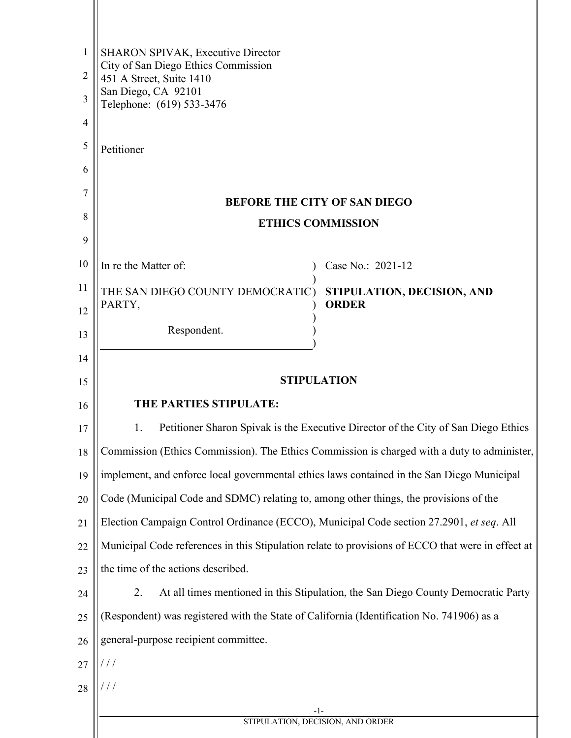SHARON SPIVAK, Executive Director
City of San Diego Ethics Commission
451 A Street, Suite 1410
San Diego, CA 92101
Telephone: (619) 533-3476

Petitioner

**BEFORE THE CITY OF SAN DIEGO**

**ETHICS COMMISSION**

| | |
|---|---|
| In re the Matter of:<br><br>THE SAN DIEGO COUNTY DEMOCRATIC PARTY,<br><br>Respondent. | Case No.: 2021-12<br><br>**STIPULATION, DECISION, AND ORDER** |

**STIPULATION**

**THE PARTIES STIPULATE:**

1. Petitioner Sharon Spivak is the Executive Director of the City of San Diego Ethics Commission (Ethics Commission). The Ethics Commission is charged with a duty to administer, implement, and enforce local governmental ethics laws contained in the San Diego Municipal Code (Municipal Code and SDMC) relating to, among other things, the provisions of the Election Campaign Control Ordinance (ECCO), Municipal Code section 27.2901, *et seq*. All Municipal Code references in this Stipulation relate to provisions of ECCO that were in effect at the time of the actions described.

2. At all times mentioned in this Stipulation, the San Diego County Democratic Party (Respondent) was registered with the State of California (Identification No. 741906) as a general-purpose recipient committee.

/ / /

/ / /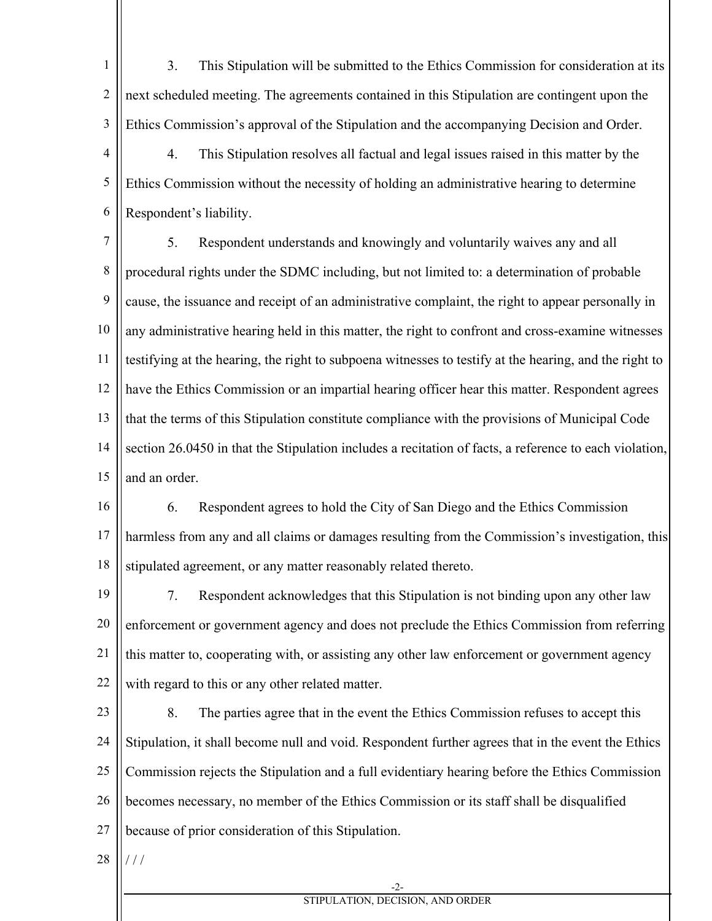3. This Stipulation will be submitted to the Ethics Commission for consideration at its next scheduled meeting. The agreements contained in this Stipulation are contingent upon the Ethics Commission's approval of the Stipulation and the accompanying Decision and Order.

4. This Stipulation resolves all factual and legal issues raised in this matter by the Ethics Commission without the necessity of holding an administrative hearing to determine Respondent's liability.

5. Respondent understands and knowingly and voluntarily waives any and all procedural rights under the SDMC including, but not limited to: a determination of probable cause, the issuance and receipt of an administrative complaint, the right to appear personally in any administrative hearing held in this matter, the right to confront and cross-examine witnesses testifying at the hearing, the right to subpoena witnesses to testify at the hearing, and the right to have the Ethics Commission or an impartial hearing officer hear this matter. Respondent agrees that the terms of this Stipulation constitute compliance with the provisions of Municipal Code section 26.0450 in that the Stipulation includes a recitation of facts, a reference to each violation, and an order.

6. Respondent agrees to hold the City of San Diego and the Ethics Commission harmless from any and all claims or damages resulting from the Commission's investigation, this stipulated agreement, or any matter reasonably related thereto.

7. Respondent acknowledges that this Stipulation is not binding upon any other law enforcement or government agency and does not preclude the Ethics Commission from referring this matter to, cooperating with, or assisting any other law enforcement or government agency with regard to this or any other related matter.

8. The parties agree that in the event the Ethics Commission refuses to accept this Stipulation, it shall become null and void. Respondent further agrees that in the event the Ethics Commission rejects the Stipulation and a full evidentiary hearing before the Ethics Commission becomes necessary, no member of the Ethics Commission or its staff shall be disqualified because of prior consideration of this Stipulation.

/ / /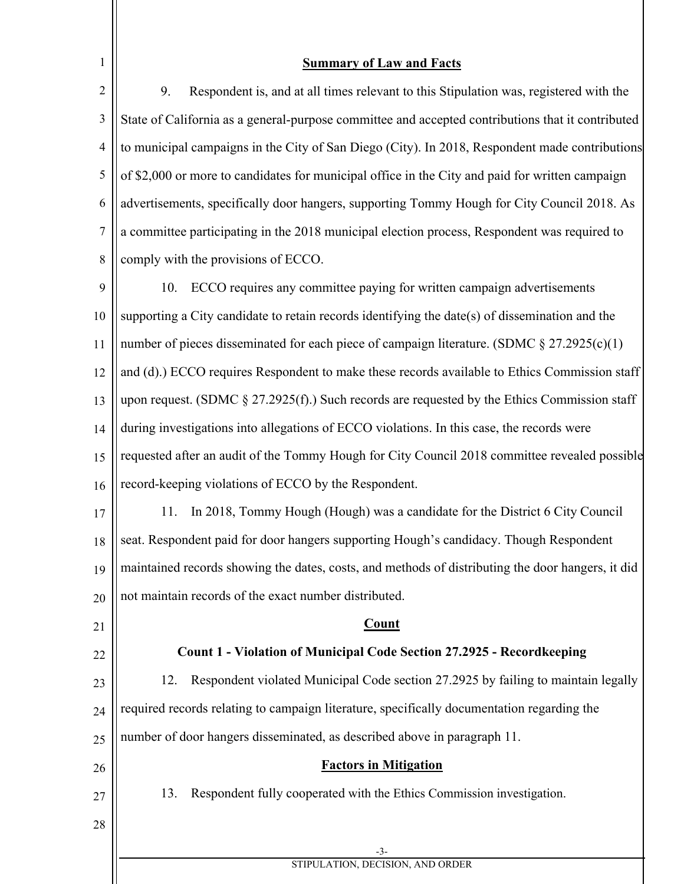## Summary of Law and Facts

9. Respondent is, and at all times relevant to this Stipulation was, registered with the State of California as a general-purpose committee and accepted contributions that it contributed to municipal campaigns in the City of San Diego (City). In 2018, Respondent made contributions of $2,000 or more to candidates for municipal office in the City and paid for written campaign advertisements, specifically door hangers, supporting Tommy Hough for City Council 2018. As a committee participating in the 2018 municipal election process, Respondent was required to comply with the provisions of ECCO.

10. ECCO requires any committee paying for written campaign advertisements supporting a City candidate to retain records identifying the date(s) of dissemination and the number of pieces disseminated for each piece of campaign literature. (SDMC § 27.2925(c)(1) and (d).) ECCO requires Respondent to make these records available to Ethics Commission staff upon request. (SDMC § 27.2925(f).) Such records are requested by the Ethics Commission staff during investigations into allegations of ECCO violations. In this case, the records were requested after an audit of the Tommy Hough for City Council 2018 committee revealed possible record-keeping violations of ECCO by the Respondent.

11. In 2018, Tommy Hough (Hough) was a candidate for the District 6 City Council seat. Respondent paid for door hangers supporting Hough's candidacy. Though Respondent maintained records showing the dates, costs, and methods of distributing the door hangers, it did not maintain records of the exact number distributed.

## Count

### Count 1 - Violation of Municipal Code Section 27.2925 - Recordkeeping

12. Respondent violated Municipal Code section 27.2925 by failing to maintain legally required records relating to campaign literature, specifically documentation regarding the number of door hangers disseminated, as described above in paragraph 11.

## Factors in Mitigation

13. Respondent fully cooperated with the Ethics Commission investigation.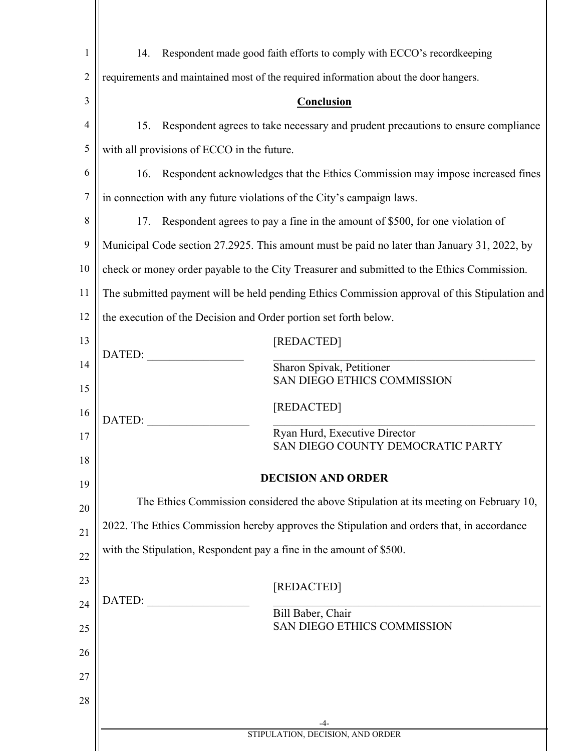14. Respondent made good faith efforts to comply with ECCO's recordkeeping requirements and maintained most of the required information about the door hangers.

## Conclusion

15. Respondent agrees to take necessary and prudent precautions to ensure compliance with all provisions of ECCO in the future.

16. Respondent acknowledges that the Ethics Commission may impose increased fines in connection with any future violations of the City's campaign laws.

17. Respondent agrees to pay a fine in the amount of $500, for one violation of Municipal Code section 27.2925. This amount must be paid no later than January 31, 2022, by check or money order payable to the City Treasurer and submitted to the Ethics Commission. The submitted payment will be held pending Ethics Commission approval of this Stipulation and the execution of the Decision and Order portion set forth below.

DATED: ________________

[REDACTED]
______________________________
Sharon Spivak, Petitioner
SAN DIEGO ETHICS COMMISSION

DATED: ________________

[REDACTED]
______________________________
Ryan Hurd, Executive Director
SAN DIEGO COUNTY DEMOCRATIC PARTY

## DECISION AND ORDER

The Ethics Commission considered the above Stipulation at its meeting on February 10, 2022. The Ethics Commission hereby approves the Stipulation and orders that, in accordance with the Stipulation, Respondent pay a fine in the amount of $500.

DATED: ________________

[REDACTED]
______________________________
Bill Baber, Chair
SAN DIEGO ETHICS COMMISSION